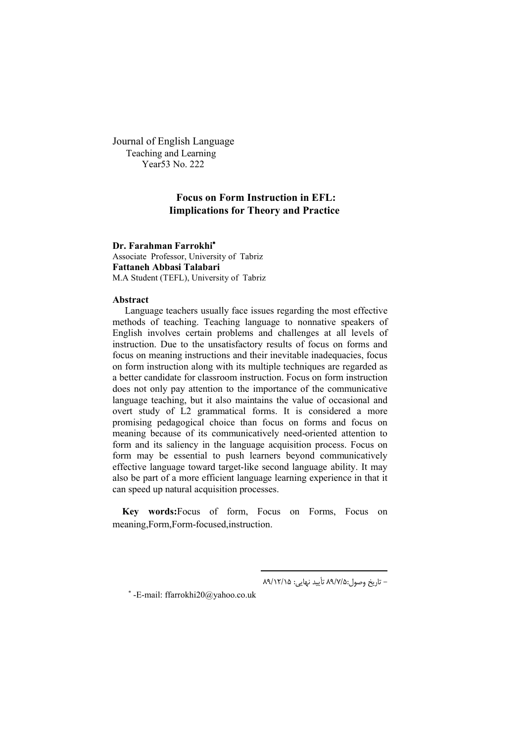Journal of English Language
Teaching and Learning
Year53 No. 222

# Focus on Form Instruction in EFL: Iimplications for Theory and Practice

**Dr. Farahman Farrokhi**[*]
Associate Professor, University of Tabriz
**Fattaneh Abbasi Talabari**
M.A Student (TEFL), University of Tabriz

### Abstract

Language teachers usually face issues regarding the most effective methods of teaching. Teaching language to nonnative speakers of English involves certain problems and challenges at all levels of instruction. Due to the unsatisfactory results of focus on forms and focus on meaning instructions and their inevitable inadequacies, focus on form instruction along with its multiple techniques are regarded as a better candidate for classroom instruction. Focus on form instruction does not only pay attention to the importance of the communicative language teaching, but it also maintains the value of occasional and overt study of L2 grammatical forms. It is considered a more promising pedagogical choice than focus on forms and focus on meaning because of its communicatively need-oriented attention to form and its saliency in the language acquisition process. Focus on form may be essential to push learners beyond communicatively effective language toward target-like second language ability. It may also be part of a more efficient language learning experience in that it can speed up natural acquisition processes.

**Key words:**Focus of form, Focus on Forms, Focus on meaning,Form,Form-focused,instruction.

– تاریخ وصول:۸۹/۷/۵ تأیید نهایی: ۸۹/۱۲/۱۵

[*] -E-mail: ffarrokhi20@yahoo.co.uk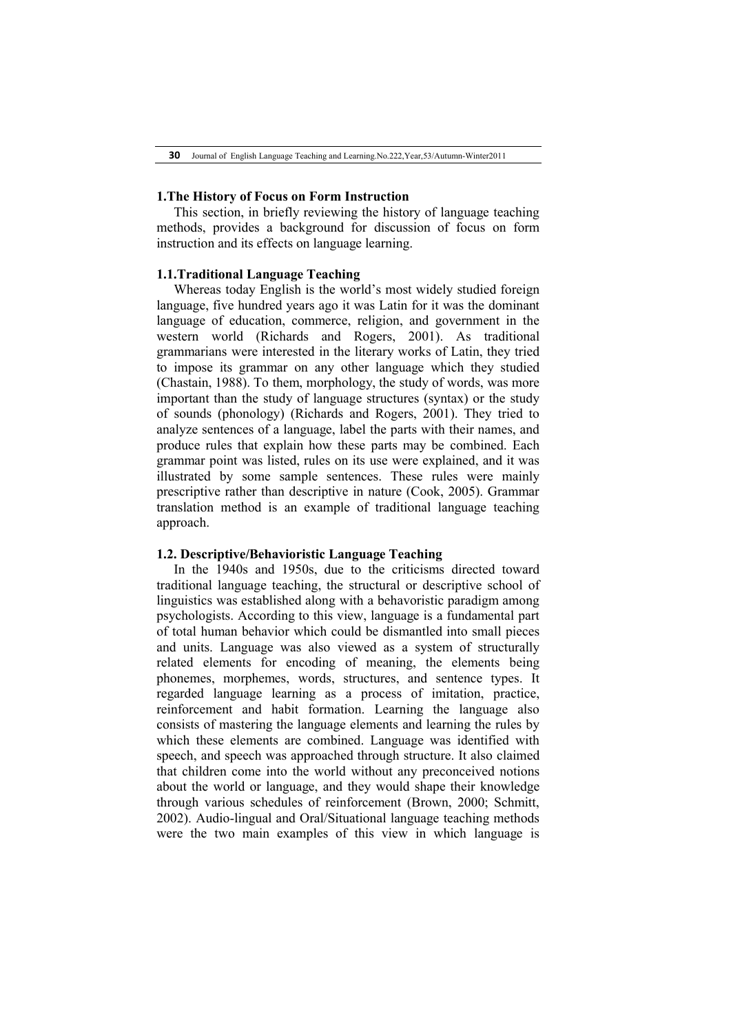## 1.The History of Focus on Form Instruction

This section, in briefly reviewing the history of language teaching methods, provides a background for discussion of focus on form instruction and its effects on language learning.

### 1.1.Traditional Language Teaching

Whereas today English is the world's most widely studied foreign language, five hundred years ago it was Latin for it was the dominant language of education, commerce, religion, and government in the western world (Richards and Rogers, 2001). As traditional grammarians were interested in the literary works of Latin, they tried to impose its grammar on any other language which they studied (Chastain, 1988). To them, morphology, the study of words, was more important than the study of language structures (syntax) or the study of sounds (phonology) (Richards and Rogers, 2001). They tried to analyze sentences of a language, label the parts with their names, and produce rules that explain how these parts may be combined. Each grammar point was listed, rules on its use were explained, and it was illustrated by some sample sentences. These rules were mainly prescriptive rather than descriptive in nature (Cook, 2005). Grammar translation method is an example of traditional language teaching approach.

### 1.2. Descriptive/Behavioristic Language Teaching

In the 1940s and 1950s, due to the criticisms directed toward traditional language teaching, the structural or descriptive school of linguistics was established along with a behavoristic paradigm among psychologists. According to this view, language is a fundamental part of total human behavior which could be dismantled into small pieces and units. Language was also viewed as a system of structurally related elements for encoding of meaning, the elements being phonemes, morphemes, words, structures, and sentence types. It regarded language learning as a process of imitation, practice, reinforcement and habit formation. Learning the language also consists of mastering the language elements and learning the rules by which these elements are combined. Language was identified with speech, and speech was approached through structure. It also claimed that children come into the world without any preconceived notions about the world or language, and they would shape their knowledge through various schedules of reinforcement (Brown, 2000; Schmitt, 2002). Audio-lingual and Oral/Situational language teaching methods were the two main examples of this view in which language is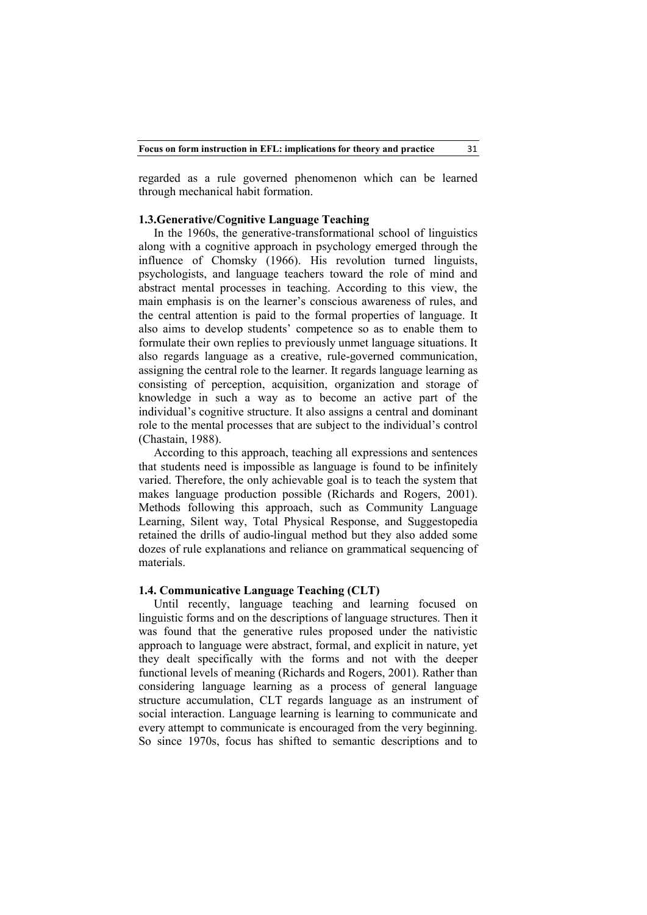regarded as a rule governed phenomenon which can be learned through mechanical habit formation.

### 1.3.Generative/Cognitive Language Teaching

In the 1960s, the generative-transformational school of linguistics along with a cognitive approach in psychology emerged through the influence of Chomsky (1966). His revolution turned linguists, psychologists, and language teachers toward the role of mind and abstract mental processes in teaching. According to this view, the main emphasis is on the learner's conscious awareness of rules, and the central attention is paid to the formal properties of language. It also aims to develop students' competence so as to enable them to formulate their own replies to previously unmet language situations. It also regards language as a creative, rule-governed communication, assigning the central role to the learner. It regards language learning as consisting of perception, acquisition, organization and storage of knowledge in such a way as to become an active part of the individual's cognitive structure. It also assigns a central and dominant role to the mental processes that are subject to the individual's control (Chastain, 1988).

According to this approach, teaching all expressions and sentences that students need is impossible as language is found to be infinitely varied. Therefore, the only achievable goal is to teach the system that makes language production possible (Richards and Rogers, 2001). Methods following this approach, such as Community Language Learning, Silent way, Total Physical Response, and Suggestopedia retained the drills of audio-lingual method but they also added some dozes of rule explanations and reliance on grammatical sequencing of materials.

### 1.4. Communicative Language Teaching (CLT)

Until recently, language teaching and learning focused on linguistic forms and on the descriptions of language structures. Then it was found that the generative rules proposed under the nativistic approach to language were abstract, formal, and explicit in nature, yet they dealt specifically with the forms and not with the deeper functional levels of meaning (Richards and Rogers, 2001). Rather than considering language learning as a process of general language structure accumulation, CLT regards language as an instrument of social interaction. Language learning is learning to communicate and every attempt to communicate is encouraged from the very beginning. So since 1970s, focus has shifted to semantic descriptions and to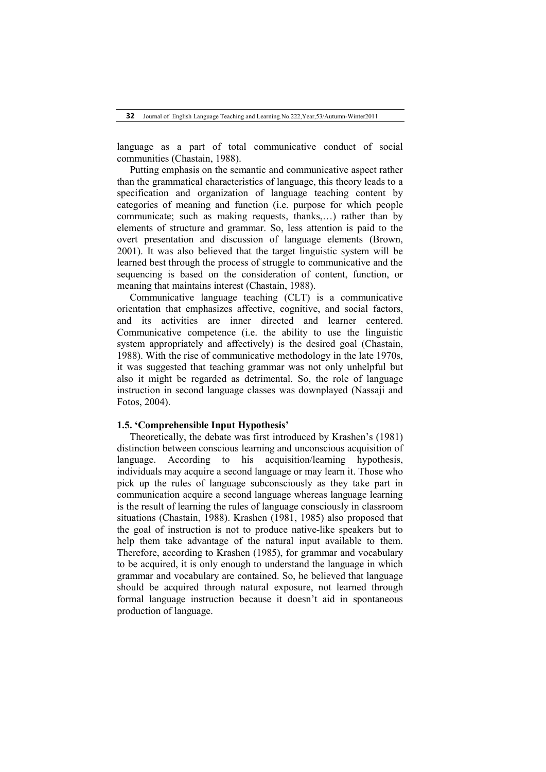language as a part of total communicative conduct of social communities (Chastain, 1988).

Putting emphasis on the semantic and communicative aspect rather than the grammatical characteristics of language, this theory leads to a specification and organization of language teaching content by categories of meaning and function (i.e. purpose for which people communicate; such as making requests, thanks,…) rather than by elements of structure and grammar. So, less attention is paid to the overt presentation and discussion of language elements (Brown, 2001). It was also believed that the target linguistic system will be learned best through the process of struggle to communicative and the sequencing is based on the consideration of content, function, or meaning that maintains interest (Chastain, 1988).

Communicative language teaching (CLT) is a communicative orientation that emphasizes affective, cognitive, and social factors, and its activities are inner directed and learner centered. Communicative competence (i.e. the ability to use the linguistic system appropriately and affectively) is the desired goal (Chastain, 1988). With the rise of communicative methodology in the late 1970s, it was suggested that teaching grammar was not only unhelpful but also it might be regarded as detrimental. So, the role of language instruction in second language classes was downplayed (Nassaji and Fotos, 2004).

### 1.5. 'Comprehensible Input Hypothesis'

Theoretically, the debate was first introduced by Krashen's (1981) distinction between conscious learning and unconscious acquisition of language. According to his acquisition/learning hypothesis, individuals may acquire a second language or may learn it. Those who pick up the rules of language subconsciously as they take part in communication acquire a second language whereas language learning is the result of learning the rules of language consciously in classroom situations (Chastain, 1988). Krashen (1981, 1985) also proposed that the goal of instruction is not to produce native-like speakers but to help them take advantage of the natural input available to them. Therefore, according to Krashen (1985), for grammar and vocabulary to be acquired, it is only enough to understand the language in which grammar and vocabulary are contained. So, he believed that language should be acquired through natural exposure, not learned through formal language instruction because it doesn't aid in spontaneous production of language.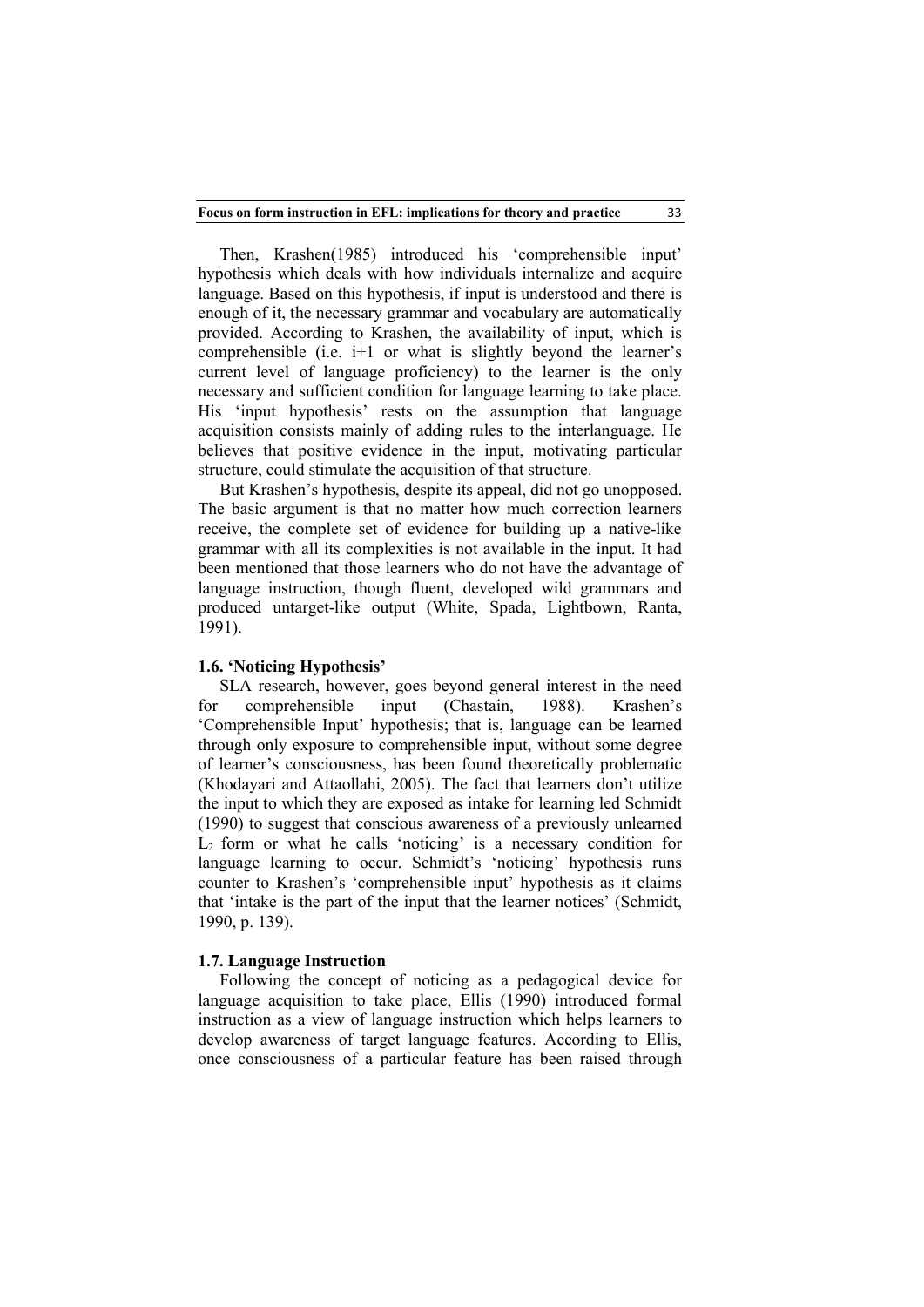Then, Krashen(1985) introduced his 'comprehensible input' hypothesis which deals with how individuals internalize and acquire language. Based on this hypothesis, if input is understood and there is enough of it, the necessary grammar and vocabulary are automatically provided. According to Krashen, the availability of input, which is comprehensible (i.e. i+1 or what is slightly beyond the learner's current level of language proficiency) to the learner is the only necessary and sufficient condition for language learning to take place. His 'input hypothesis' rests on the assumption that language acquisition consists mainly of adding rules to the interlanguage. He believes that positive evidence in the input, motivating particular structure, could stimulate the acquisition of that structure.

But Krashen's hypothesis, despite its appeal, did not go unopposed. The basic argument is that no matter how much correction learners receive, the complete set of evidence for building up a native-like grammar with all its complexities is not available in the input. It had been mentioned that those learners who do not have the advantage of language instruction, though fluent, developed wild grammars and produced untarget-like output (White, Spada, Lightbown, Ranta, 1991).

### 1.6. 'Noticing Hypothesis'

SLA research, however, goes beyond general interest in the need for comprehensible input (Chastain, 1988). Krashen's 'Comprehensible Input' hypothesis; that is, language can be learned through only exposure to comprehensible input, without some degree of learner's consciousness, has been found theoretically problematic (Khodayari and Attaollahi, 2005). The fact that learners don't utilize the input to which they are exposed as intake for learning led Schmidt (1990) to suggest that conscious awareness of a previously unlearned $L_2$ form or what he calls 'noticing' is a necessary condition for language learning to occur. Schmidt's 'noticing' hypothesis runs counter to Krashen's 'comprehensible input' hypothesis as it claims that 'intake is the part of the input that the learner notices' (Schmidt, 1990, p. 139).

### 1.7. Language Instruction

Following the concept of noticing as a pedagogical device for language acquisition to take place, Ellis (1990) introduced formal instruction as a view of language instruction which helps learners to develop awareness of target language features. According to Ellis, once consciousness of a particular feature has been raised through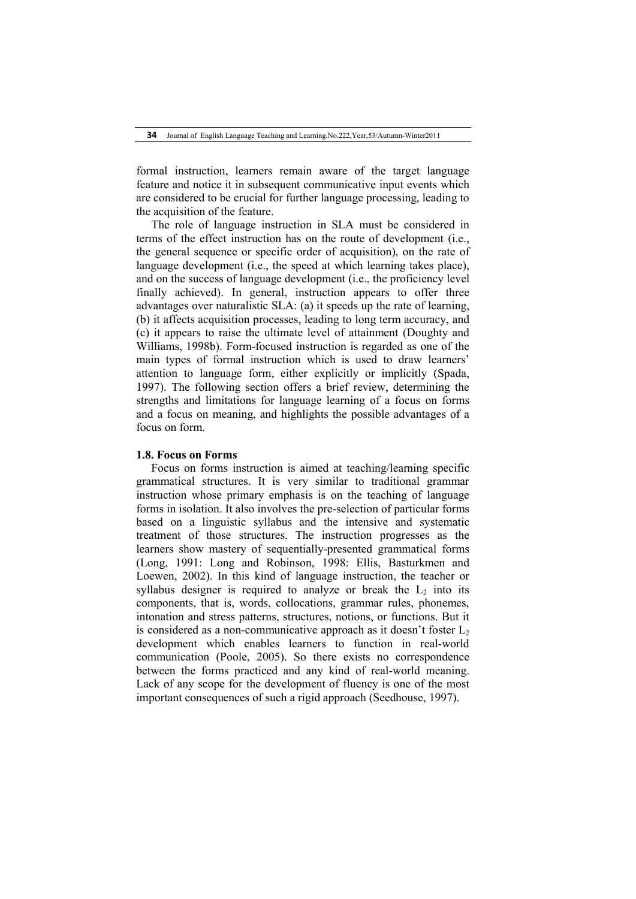formal instruction, learners remain aware of the target language feature and notice it in subsequent communicative input events which are considered to be crucial for further language processing, leading to the acquisition of the feature.

The role of language instruction in SLA must be considered in terms of the effect instruction has on the route of development (i.e., the general sequence or specific order of acquisition), on the rate of language development (i.e., the speed at which learning takes place), and on the success of language development (i.e., the proficiency level finally achieved). In general, instruction appears to offer three advantages over naturalistic SLA: (a) it speeds up the rate of learning, (b) it affects acquisition processes, leading to long term accuracy, and (c) it appears to raise the ultimate level of attainment (Doughty and Williams, 1998b). Form-focused instruction is regarded as one of the main types of formal instruction which is used to draw learners' attention to language form, either explicitly or implicitly (Spada, 1997). The following section offers a brief review, determining the strengths and limitations for language learning of a focus on forms and a focus on meaning, and highlights the possible advantages of a focus on form.

### 1.8. Focus on Forms

Focus on forms instruction is aimed at teaching/learning specific grammatical structures. It is very similar to traditional grammar instruction whose primary emphasis is on the teaching of language forms in isolation. It also involves the pre-selection of particular forms based on a linguistic syllabus and the intensive and systematic treatment of those structures. The instruction progresses as the learners show mastery of sequentially-presented grammatical forms (Long, 1991: Long and Robinson, 1998: Ellis, Basturkmen and Loewen, 2002). In this kind of language instruction, the teacher or syllabus designer is required to analyze or break the $L_2$ into its components, that is, words, collocations, grammar rules, phonemes, intonation and stress patterns, structures, notions, or functions. But it is considered as a non-communicative approach as it doesn't foster $L_2$ development which enables learners to function in real-world communication (Poole, 2005). So there exists no correspondence between the forms practiced and any kind of real-world meaning. Lack of any scope for the development of fluency is one of the most important consequences of such a rigid approach (Seedhouse, 1997).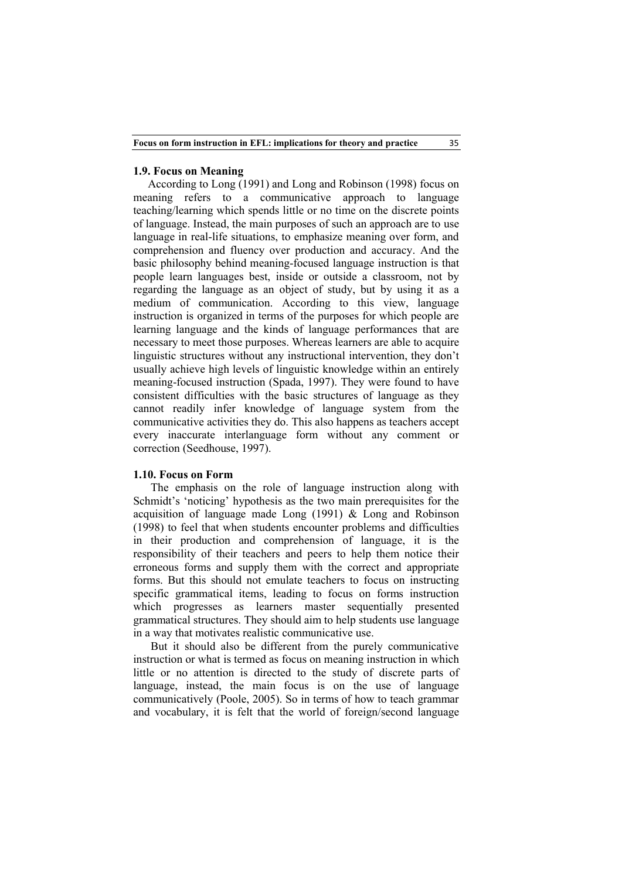### 1.9. Focus on Meaning

According to Long (1991) and Long and Robinson (1998) focus on meaning refers to a communicative approach to language teaching/learning which spends little or no time on the discrete points of language. Instead, the main purposes of such an approach are to use language in real-life situations, to emphasize meaning over form, and comprehension and fluency over production and accuracy. And the basic philosophy behind meaning-focused language instruction is that people learn languages best, inside or outside a classroom, not by regarding the language as an object of study, but by using it as a medium of communication. According to this view, language instruction is organized in terms of the purposes for which people are learning language and the kinds of language performances that are necessary to meet those purposes. Whereas learners are able to acquire linguistic structures without any instructional intervention, they don't usually achieve high levels of linguistic knowledge within an entirely meaning-focused instruction (Spada, 1997). They were found to have consistent difficulties with the basic structures of language as they cannot readily infer knowledge of language system from the communicative activities they do. This also happens as teachers accept every inaccurate interlanguage form without any comment or correction (Seedhouse, 1997).

### 1.10. Focus on Form

The emphasis on the role of language instruction along with Schmidt's 'noticing' hypothesis as the two main prerequisites for the acquisition of language made Long (1991) & Long and Robinson (1998) to feel that when students encounter problems and difficulties in their production and comprehension of language, it is the responsibility of their teachers and peers to help them notice their erroneous forms and supply them with the correct and appropriate forms. But this should not emulate teachers to focus on instructing specific grammatical items, leading to focus on forms instruction which progresses as learners master sequentially presented grammatical structures. They should aim to help students use language in a way that motivates realistic communicative use.

But it should also be different from the purely communicative instruction or what is termed as focus on meaning instruction in which little or no attention is directed to the study of discrete parts of language, instead, the main focus is on the use of language communicatively (Poole, 2005). So in terms of how to teach grammar and vocabulary, it is felt that the world of foreign/second language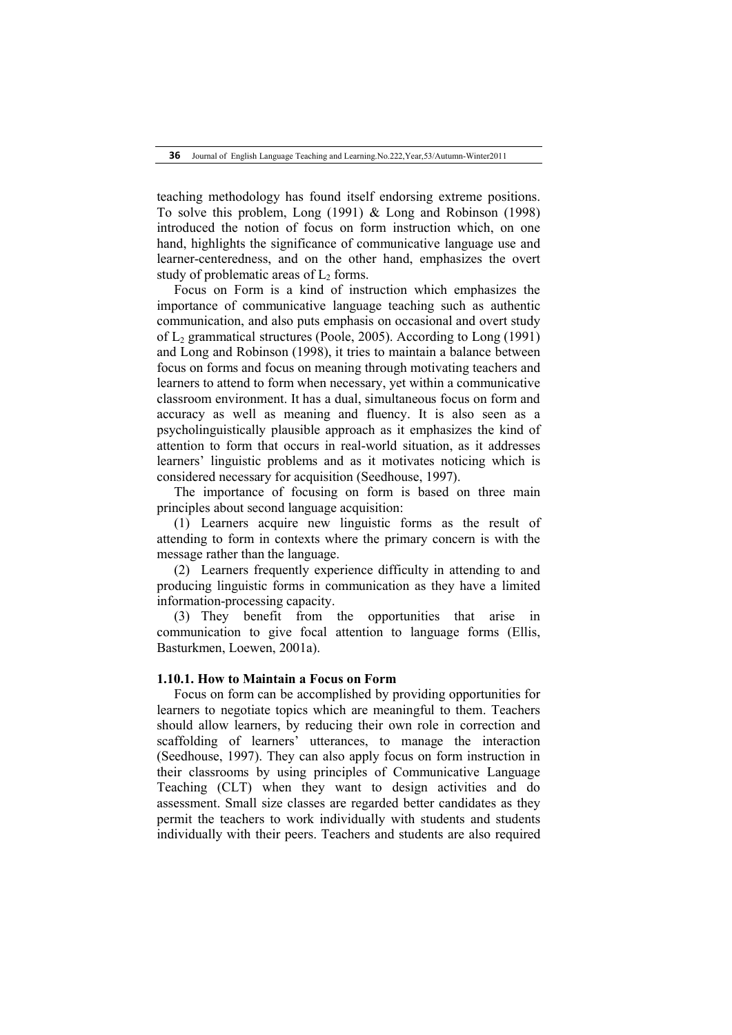teaching methodology has found itself endorsing extreme positions. To solve this problem, Long (1991) & Long and Robinson (1998) introduced the notion of focus on form instruction which, on one hand, highlights the significance of communicative language use and learner-centeredness, and on the other hand, emphasizes the overt study of problematic areas of $L_2$ forms.

Focus on Form is a kind of instruction which emphasizes the importance of communicative language teaching such as authentic communication, and also puts emphasis on occasional and overt study of $L_2$ grammatical structures (Poole, 2005). According to Long (1991) and Long and Robinson (1998), it tries to maintain a balance between focus on forms and focus on meaning through motivating teachers and learners to attend to form when necessary, yet within a communicative classroom environment. It has a dual, simultaneous focus on form and accuracy as well as meaning and fluency. It is also seen as a psycholinguistically plausible approach as it emphasizes the kind of attention to form that occurs in real-world situation, as it addresses learners' linguistic problems and as it motivates noticing which is considered necessary for acquisition (Seedhouse, 1997).

The importance of focusing on form is based on three main principles about second language acquisition:

(1) Learners acquire new linguistic forms as the result of attending to form in contexts where the primary concern is with the message rather than the language.

(2) Learners frequently experience difficulty in attending to and producing linguistic forms in communication as they have a limited information-processing capacity.

(3) They benefit from the opportunities that arise in communication to give focal attention to language forms (Ellis, Basturkmen, Loewen, 2001a).

### 1.10.1. How to Maintain a Focus on Form

Focus on form can be accomplished by providing opportunities for learners to negotiate topics which are meaningful to them. Teachers should allow learners, by reducing their own role in correction and scaffolding of learners' utterances, to manage the interaction (Seedhouse, 1997). They can also apply focus on form instruction in their classrooms by using principles of Communicative Language Teaching (CLT) when they want to design activities and do assessment. Small size classes are regarded better candidates as they permit the teachers to work individually with students and students individually with their peers. Teachers and students are also required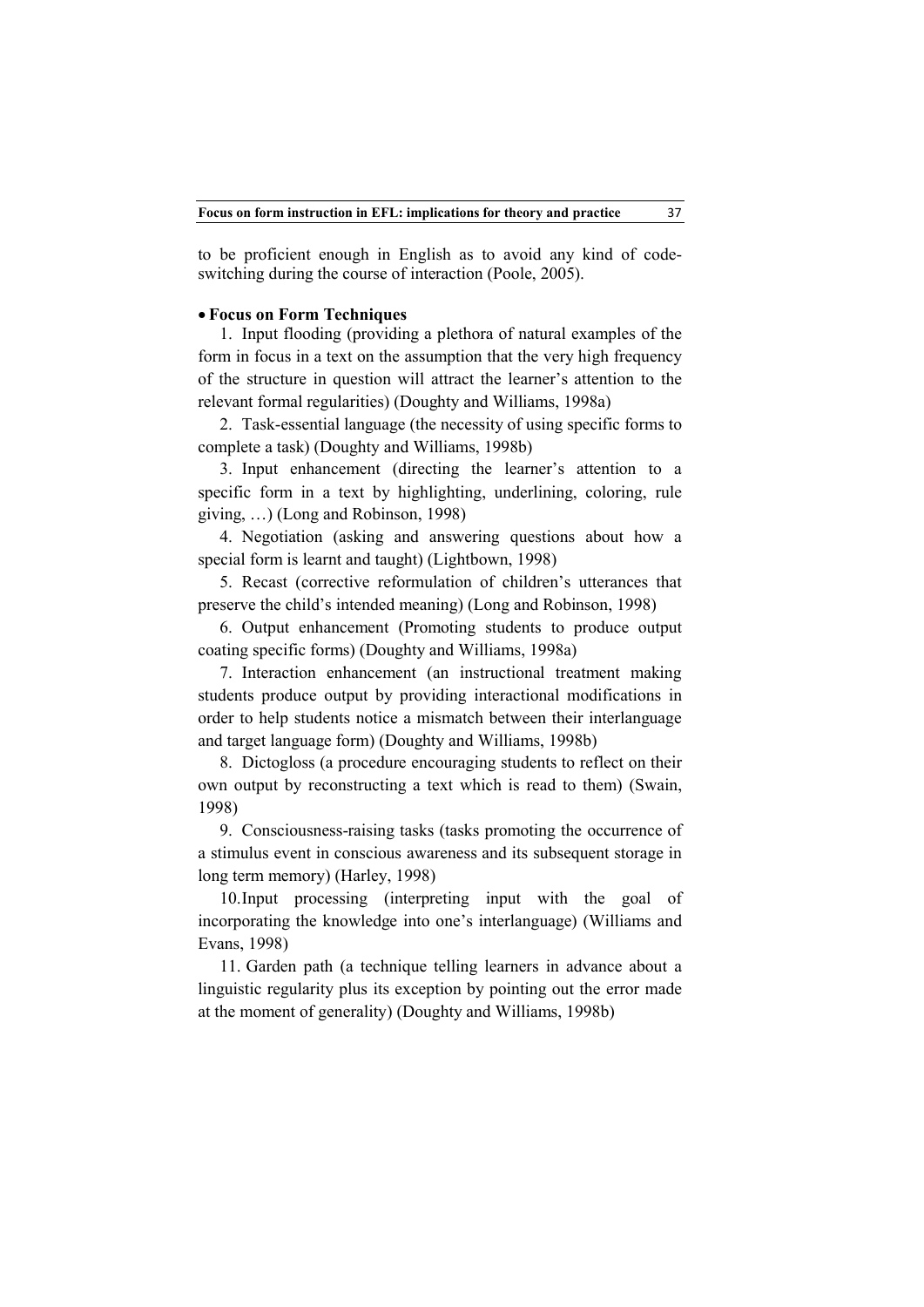to be proficient enough in English as to avoid any kind of code-switching during the course of interaction (Poole, 2005).

- **Focus on Form Techniques**

1. Input flooding (providing a plethora of natural examples of the form in focus in a text on the assumption that the very high frequency of the structure in question will attract the learner's attention to the relevant formal regularities) (Doughty and Williams, 1998a)

2. Task-essential language (the necessity of using specific forms to complete a task) (Doughty and Williams, 1998b)

3. Input enhancement (directing the learner's attention to a specific form in a text by highlighting, underlining, coloring, rule giving, …) (Long and Robinson, 1998)

4. Negotiation (asking and answering questions about how a special form is learnt and taught) (Lightbown, 1998)

5. Recast (corrective reformulation of children's utterances that preserve the child's intended meaning) (Long and Robinson, 1998)

6. Output enhancement (Promoting students to produce output coating specific forms) (Doughty and Williams, 1998a)

7. Interaction enhancement (an instructional treatment making students produce output by providing interactional modifications in order to help students notice a mismatch between their interlanguage and target language form) (Doughty and Williams, 1998b)

8. Dictogloss (a procedure encouraging students to reflect on their own output by reconstructing a text which is read to them) (Swain, 1998)

9. Consciousness-raising tasks (tasks promoting the occurrence of a stimulus event in conscious awareness and its subsequent storage in long term memory) (Harley, 1998)

10. Input processing (interpreting input with the goal of incorporating the knowledge into one's interlanguage) (Williams and Evans, 1998)

11. Garden path (a technique telling learners in advance about a linguistic regularity plus its exception by pointing out the error made at the moment of generality) (Doughty and Williams, 1998b)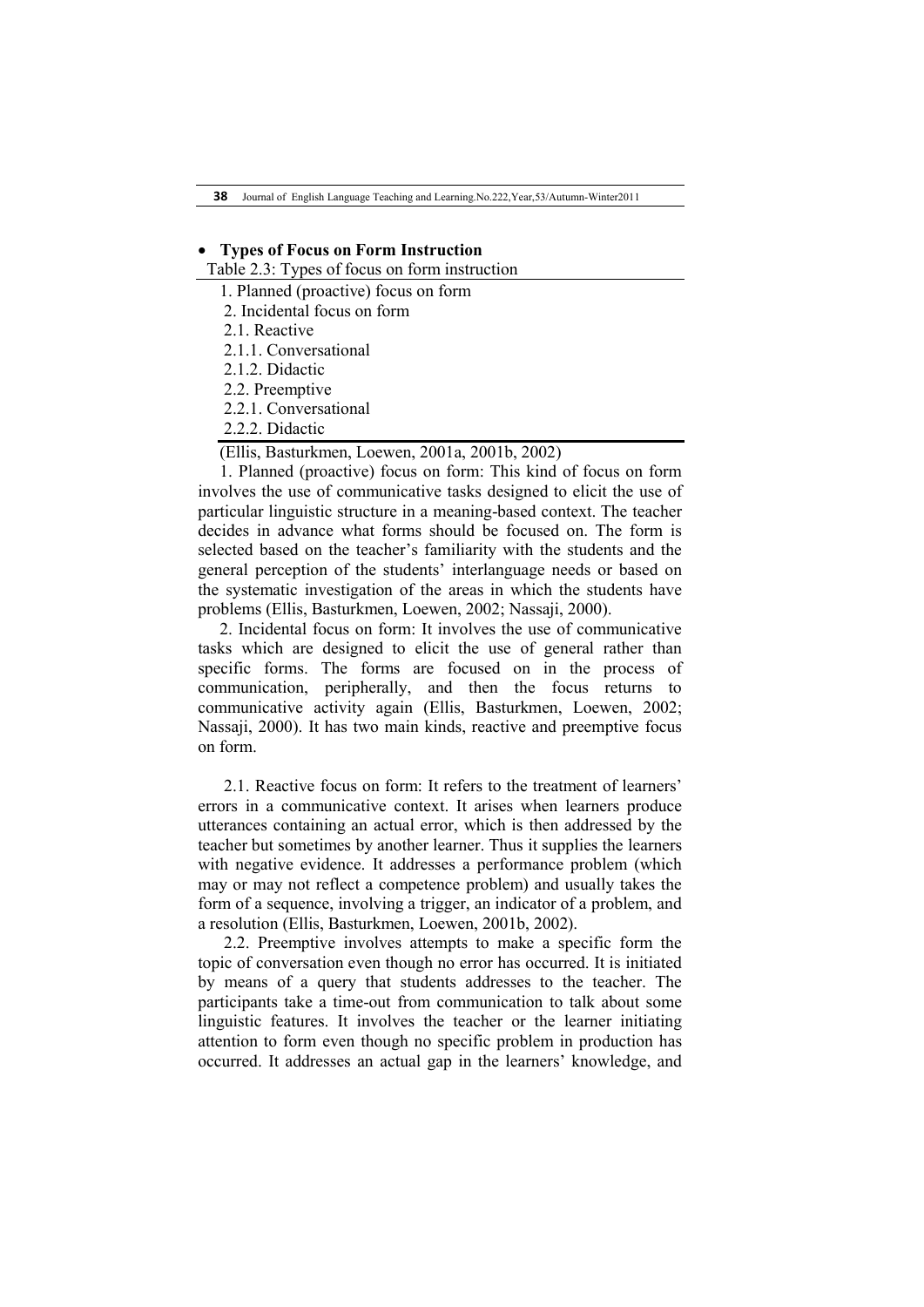- **Types of Focus on Form Instruction**

Table 2.3: Types of focus on form instruction

| |
|---|
| 1. Planned (proactive) focus on form |
| 2. Incidental focus on form |
| 2.1. Reactive |
| 2.1.1. Conversational |
| 2.1.2. Didactic |
| 2.2. Preemptive |
| 2.2.1. Conversational |
| 2.2.2. Didactic |

(Ellis, Basturkmen, Loewen, 2001a, 2001b, 2002)

1. Planned (proactive) focus on form: This kind of focus on form involves the use of communicative tasks designed to elicit the use of particular linguistic structure in a meaning-based context. The teacher decides in advance what forms should be focused on. The form is selected based on the teacher's familiarity with the students and the general perception of the students' interlanguage needs or based on the systematic investigation of the areas in which the students have problems (Ellis, Basturkmen, Loewen, 2002; Nassaji, 2000).

2. Incidental focus on form: It involves the use of communicative tasks which are designed to elicit the use of general rather than specific forms. The forms are focused on in the process of communication, peripherally, and then the focus returns to communicative activity again (Ellis, Basturkmen, Loewen, 2002; Nassaji, 2000). It has two main kinds, reactive and preemptive focus on form.

2.1. Reactive focus on form: It refers to the treatment of learners' errors in a communicative context. It arises when learners produce utterances containing an actual error, which is then addressed by the teacher but sometimes by another learner. Thus it supplies the learners with negative evidence. It addresses a performance problem (which may or may not reflect a competence problem) and usually takes the form of a sequence, involving a trigger, an indicator of a problem, and a resolution (Ellis, Basturkmen, Loewen, 2001b, 2002).

2.2. Preemptive involves attempts to make a specific form the topic of conversation even though no error has occurred. It is initiated by means of a query that students addresses to the teacher. The participants take a time-out from communication to talk about some linguistic features. It involves the teacher or the learner initiating attention to form even though no specific problem in production has occurred. It addresses an actual gap in the learners' knowledge, and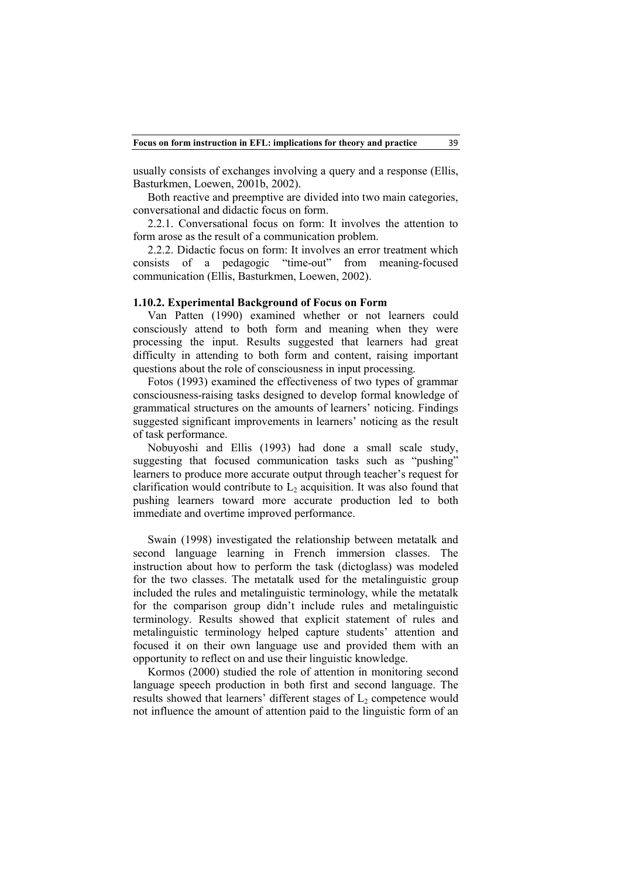usually consists of exchanges involving a query and a response (Ellis, Basturkmen, Loewen, 2001b, 2002).

Both reactive and preemptive are divided into two main categories, conversational and didactic focus on form.

2.2.1. Conversational focus on form: It involves the attention to form arose as the result of a communication problem.

2.2.2. Didactic focus on form: It involves an error treatment which consists of a pedagogic “time-out” from meaning-focused communication (Ellis, Basturkmen, Loewen, 2002).

### 1.10.2. Experimental Background of Focus on Form

Van Patten (1990) examined whether or not learners could consciously attend to both form and meaning when they were processing the input. Results suggested that learners had great difficulty in attending to both form and content, raising important questions about the role of consciousness in input processing.

Fotos (1993) examined the effectiveness of two types of grammar consciousness-raising tasks designed to develop formal knowledge of grammatical structures on the amounts of learners' noticing. Findings suggested significant improvements in learners' noticing as the result of task performance.

Nobuyoshi and Ellis (1993) had done a small scale study, suggesting that focused communication tasks such as “pushing” learners to produce more accurate output through teacher's request for clarification would contribute to $L_2$ acquisition. It was also found that pushing learners toward more accurate production led to both immediate and overtime improved performance.

Swain (1998) investigated the relationship between metatalk and second language learning in French immersion classes. The instruction about how to perform the task (dictoglass) was modeled for the two classes. The metatalk used for the metalinguistic group included the rules and metalinguistic terminology, while the metatalk for the comparison group didn't include rules and metalinguistic terminology. Results showed that explicit statement of rules and metalinguistic terminology helped capture students' attention and focused it on their own language use and provided them with an opportunity to reflect on and use their linguistic knowledge.

Kormos (2000) studied the role of attention in monitoring second language speech production in both first and second language. The results showed that learners' different stages of $L_2$ competence would not influence the amount of attention paid to the linguistic form of an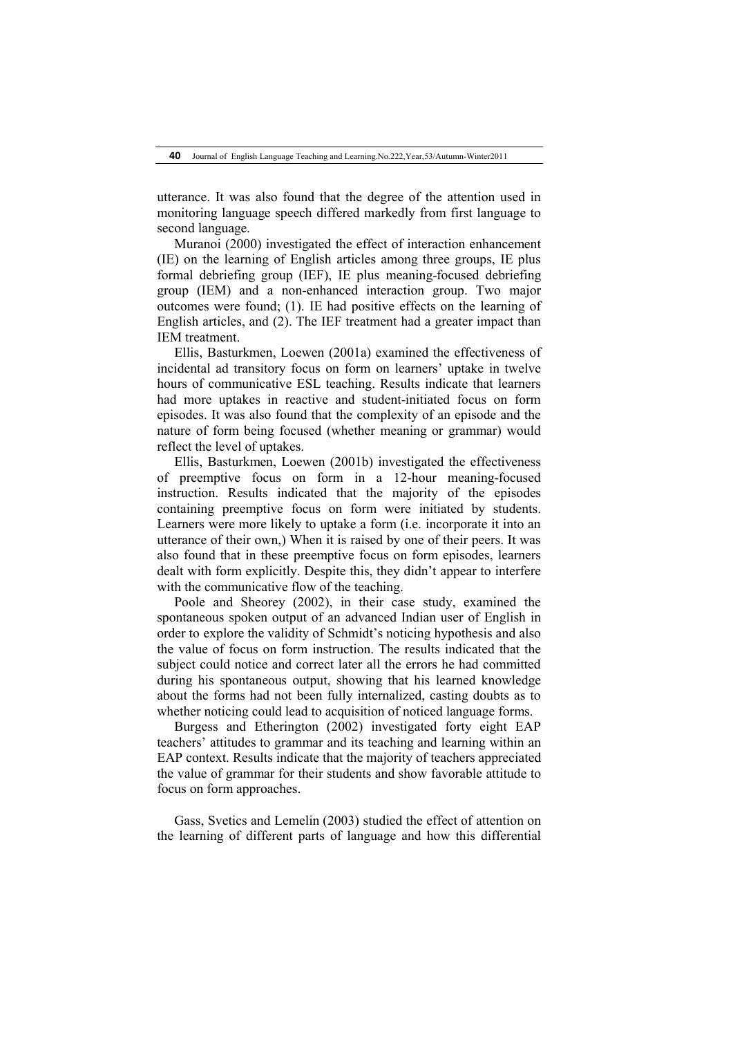utterance. It was also found that the degree of the attention used in monitoring language speech differed markedly from first language to second language.

Muranoi (2000) investigated the effect of interaction enhancement (IE) on the learning of English articles among three groups, IE plus formal debriefing group (IEF), IE plus meaning-focused debriefing group (IEM) and a non-enhanced interaction group. Two major outcomes were found; (1). IE had positive effects on the learning of English articles, and (2). The IEF treatment had a greater impact than IEM treatment.

Ellis, Basturkmen, Loewen (2001a) examined the effectiveness of incidental ad transitory focus on form on learners' uptake in twelve hours of communicative ESL teaching. Results indicate that learners had more uptakes in reactive and student-initiated focus on form episodes. It was also found that the complexity of an episode and the nature of form being focused (whether meaning or grammar) would reflect the level of uptakes.

Ellis, Basturkmen, Loewen (2001b) investigated the effectiveness of preemptive focus on form in a 12-hour meaning-focused instruction. Results indicated that the majority of the episodes containing preemptive focus on form were initiated by students. Learners were more likely to uptake a form (i.e. incorporate it into an utterance of their own,) When it is raised by one of their peers. It was also found that in these preemptive focus on form episodes, learners dealt with form explicitly. Despite this, they didn't appear to interfere with the communicative flow of the teaching.

Poole and Sheorey (2002), in their case study, examined the spontaneous spoken output of an advanced Indian user of English in order to explore the validity of Schmidt's noticing hypothesis and also the value of focus on form instruction. The results indicated that the subject could notice and correct later all the errors he had committed during his spontaneous output, showing that his learned knowledge about the forms had not been fully internalized, casting doubts as to whether noticing could lead to acquisition of noticed language forms.

Burgess and Etherington (2002) investigated forty eight EAP teachers' attitudes to grammar and its teaching and learning within an EAP context. Results indicate that the majority of teachers appreciated the value of grammar for their students and show favorable attitude to focus on form approaches.

Gass, Svetics and Lemelin (2003) studied the effect of attention on the learning of different parts of language and how this differential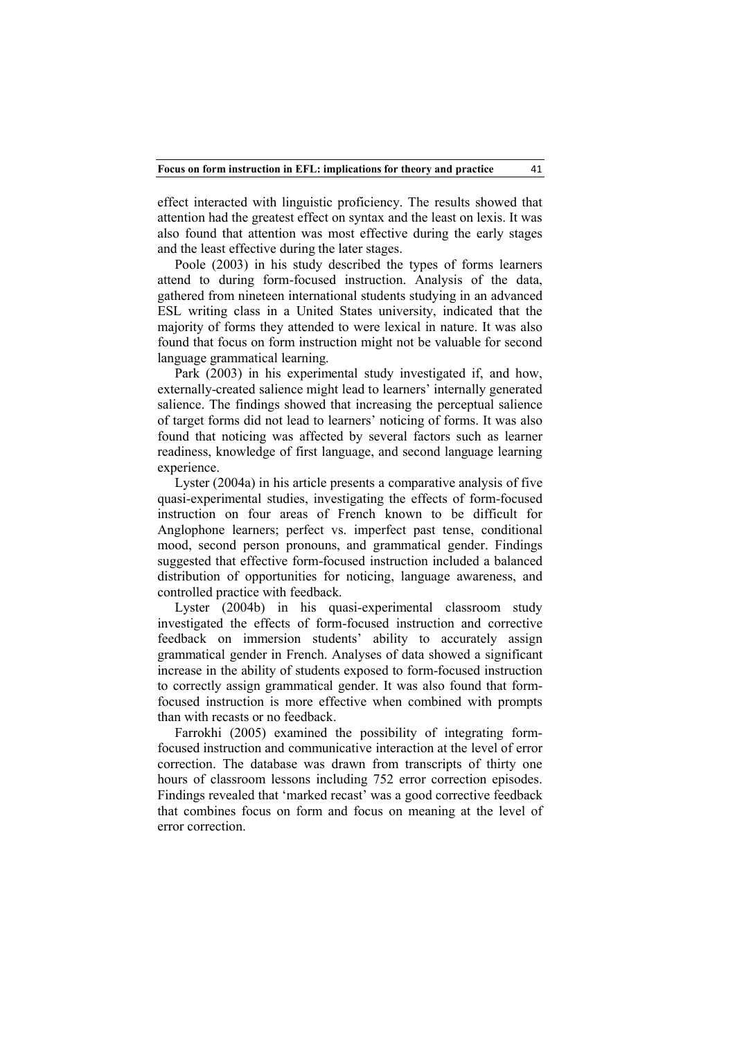effect interacted with linguistic proficiency. The results showed that attention had the greatest effect on syntax and the least on lexis. It was also found that attention was most effective during the early stages and the least effective during the later stages.

Poole (2003) in his study described the types of forms learners attend to during form-focused instruction. Analysis of the data, gathered from nineteen international students studying in an advanced ESL writing class in a United States university, indicated that the majority of forms they attended to were lexical in nature. It was also found that focus on form instruction might not be valuable for second language grammatical learning.

Park (2003) in his experimental study investigated if, and how, externally-created salience might lead to learners' internally generated salience. The findings showed that increasing the perceptual salience of target forms did not lead to learners' noticing of forms. It was also found that noticing was affected by several factors such as learner readiness, knowledge of first language, and second language learning experience.

Lyster (2004a) in his article presents a comparative analysis of five quasi-experimental studies, investigating the effects of form-focused instruction on four areas of French known to be difficult for Anglophone learners; perfect vs. imperfect past tense, conditional mood, second person pronouns, and grammatical gender. Findings suggested that effective form-focused instruction included a balanced distribution of opportunities for noticing, language awareness, and controlled practice with feedback.

Lyster (2004b) in his quasi-experimental classroom study investigated the effects of form-focused instruction and corrective feedback on immersion students' ability to accurately assign grammatical gender in French. Analyses of data showed a significant increase in the ability of students exposed to form-focused instruction to correctly assign grammatical gender. It was also found that form-focused instruction is more effective when combined with prompts than with recasts or no feedback.

Farrokhi (2005) examined the possibility of integrating form-focused instruction and communicative interaction at the level of error correction. The database was drawn from transcripts of thirty one hours of classroom lessons including 752 error correction episodes. Findings revealed that 'marked recast' was a good corrective feedback that combines focus on form and focus on meaning at the level of error correction.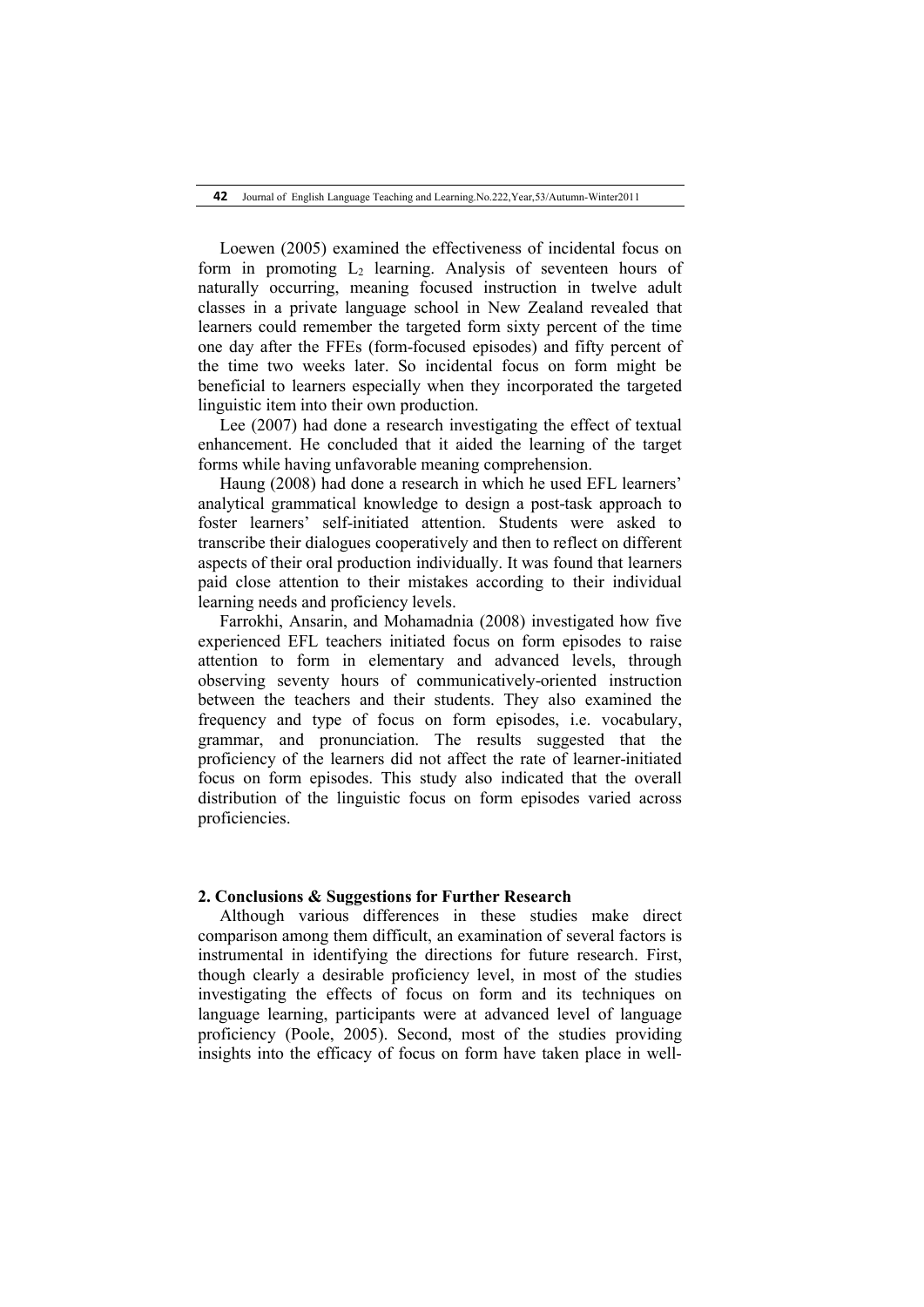Loewen (2005) examined the effectiveness of incidental focus on form in promoting $L_2$ learning. Analysis of seventeen hours of naturally occurring, meaning focused instruction in twelve adult classes in a private language school in New Zealand revealed that learners could remember the targeted form sixty percent of the time one day after the FFEs (form-focused episodes) and fifty percent of the time two weeks later. So incidental focus on form might be beneficial to learners especially when they incorporated the targeted linguistic item into their own production.

Lee (2007) had done a research investigating the effect of textual enhancement. He concluded that it aided the learning of the target forms while having unfavorable meaning comprehension.

Haung (2008) had done a research in which he used EFL learners' analytical grammatical knowledge to design a post-task approach to foster learners' self-initiated attention. Students were asked to transcribe their dialogues cooperatively and then to reflect on different aspects of their oral production individually. It was found that learners paid close attention to their mistakes according to their individual learning needs and proficiency levels.

Farrokhi, Ansarin, and Mohamadnia (2008) investigated how five experienced EFL teachers initiated focus on form episodes to raise attention to form in elementary and advanced levels, through observing seventy hours of communicatively-oriented instruction between the teachers and their students. They also examined the frequency and type of focus on form episodes, i.e. vocabulary, grammar, and pronunciation. The results suggested that the proficiency of the learners did not affect the rate of learner-initiated focus on form episodes. This study also indicated that the overall distribution of the linguistic focus on form episodes varied across proficiencies.

## 2. Conclusions & Suggestions for Further Research

Although various differences in these studies make direct comparison among them difficult, an examination of several factors is instrumental in identifying the directions for future research. First, though clearly a desirable proficiency level, in most of the studies investigating the effects of focus on form and its techniques on language learning, participants were at advanced level of language proficiency (Poole, 2005). Second, most of the studies providing insights into the efficacy of focus on form have taken place in well-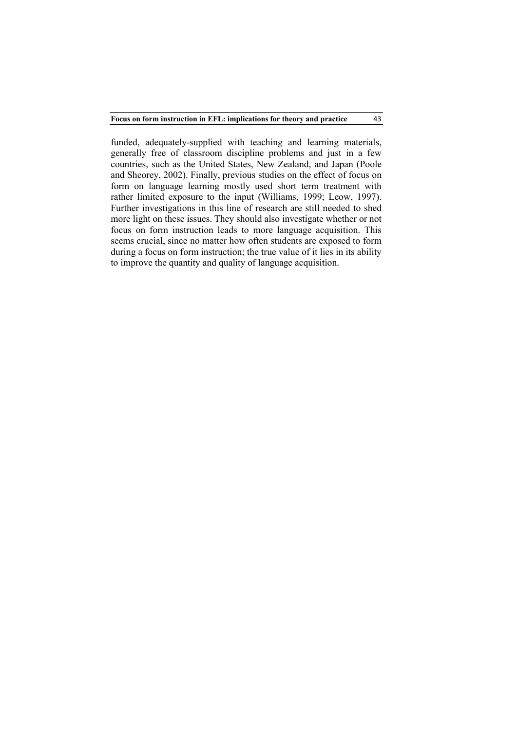funded, adequately-supplied with teaching and learning materials, generally free of classroom discipline problems and just in a few countries, such as the United States, New Zealand, and Japan (Poole and Sheorey, 2002). Finally, previous studies on the effect of focus on form on language learning mostly used short term treatment with rather limited exposure to the input (Williams, 1999; Leow, 1997). Further investigations in this line of research are still needed to shed more light on these issues. They should also investigate whether or not focus on form instruction leads to more language acquisition. This seems crucial, since no matter how often students are exposed to form during a focus on form instruction; the true value of it lies in its ability to improve the quantity and quality of language acquisition.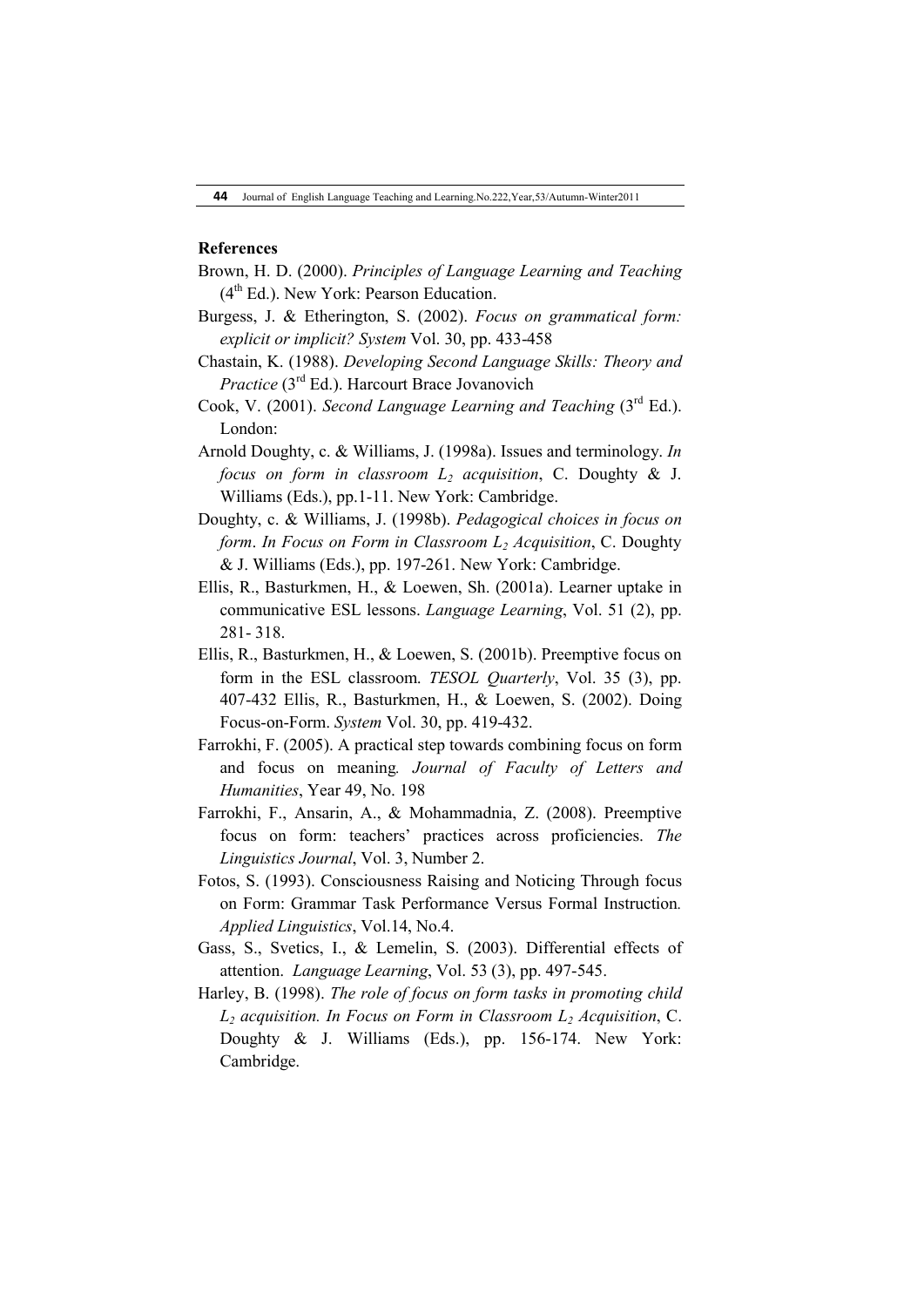**References**

Brown, H. D. (2000). *Principles of Language Learning and Teaching* (4th Ed.). New York: Pearson Education.

Burgess, J. & Etherington, S. (2002). *Focus on grammatical form: explicit or implicit? System* Vol. 30, pp. 433-458

Chastain, K. (1988). *Developing Second Language Skills: Theory and Practice* (3rd Ed.). Harcourt Brace Jovanovich

Cook, V. (2001). *Second Language Learning and Teaching* (3rd Ed.). London:

Arnold Doughty, c. & Williams, J. (1998a). Issues and terminology. *In focus on form in classroom $L_2$ acquisition*, C. Doughty & J. Williams (Eds.), pp.1-11. New York: Cambridge.

Doughty, c. & Williams, J. (1998b). *Pedagogical choices in focus on form*. *In Focus on Form in Classroom $L_2$ Acquisition*, C. Doughty & J. Williams (Eds.), pp. 197-261. New York: Cambridge.

Ellis, R., Basturkmen, H., & Loewen, Sh. (2001a). Learner uptake in communicative ESL lessons. *Language Learning*, Vol. 51 (2), pp. 281- 318.

Ellis, R., Basturkmen, H., & Loewen, S. (2001b). Preemptive focus on form in the ESL classroom*. TESOL Quarterly*, Vol. 35 (3), pp. 407-432 Ellis, R., Basturkmen, H., & Loewen, S. (2002). Doing Focus-on-Form. *System* Vol. 30, pp. 419-432.

Farrokhi, F. (2005). A practical step towards combining focus on form and focus on meaning*. Journal of Faculty of Letters and Humanities*, Year 49, No. 198

Farrokhi, F., Ansarin, A., & Mohammadnia, Z. (2008). Preemptive focus on form: teachers' practices across proficiencies. *The Linguistics Journal*, Vol. 3, Number 2.

Fotos, S. (1993). Consciousness Raising and Noticing Through focus on Form: Grammar Task Performance Versus Formal Instruction*. Applied Linguistics*, Vol.14, No.4.

Gass, S., Svetics, I., & Lemelin, S. (2003). Differential effects of attention. *Language Learning*, Vol. 53 (3), pp. 497-545.

Harley, B. (1998). *The role of focus on form tasks in promoting child $L_2$ acquisition. In Focus on Form in Classroom $L_2$ Acquisition*, C. Doughty & J. Williams (Eds.), pp. 156-174. New York: Cambridge.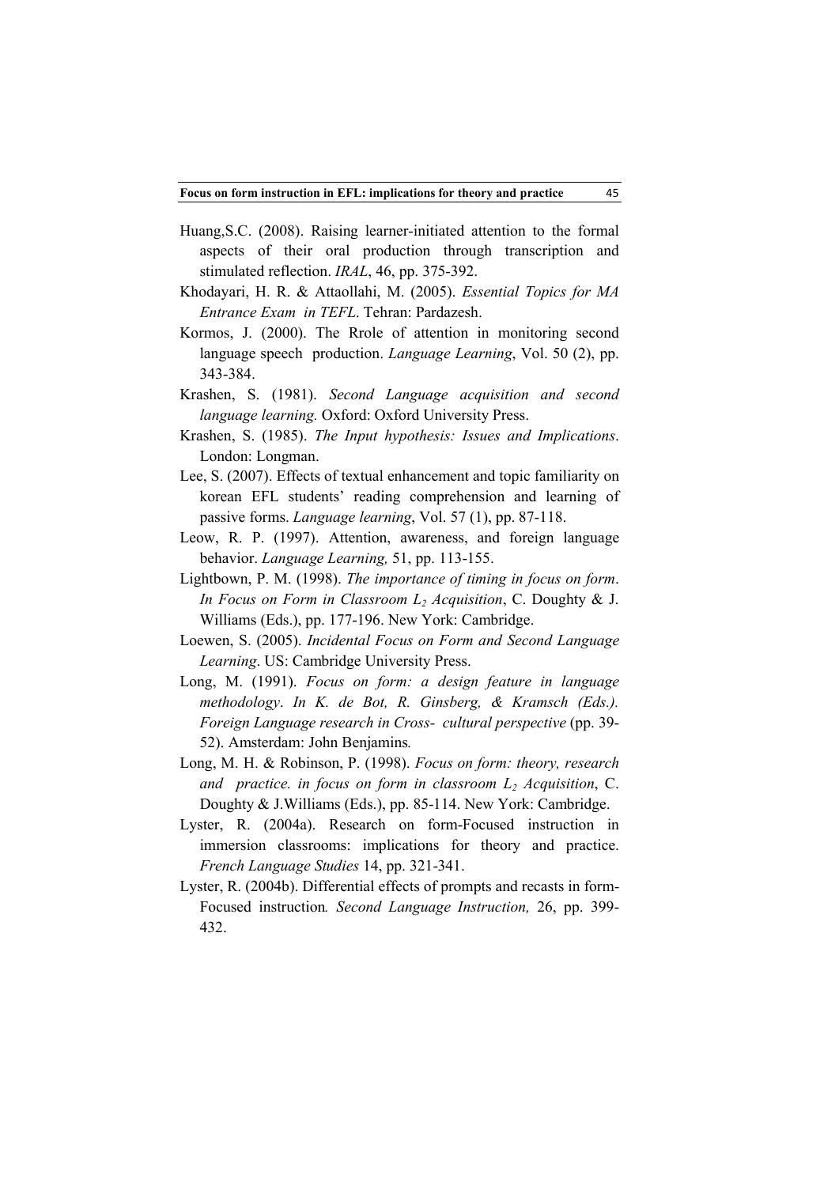Huang,S.C. (2008). Raising learner-initiated attention to the formal aspects of their oral production through transcription and stimulated reflection. *IRAL*, 46, pp. 375-392.

Khodayari, H. R. & Attaollahi, M. (2005). *Essential Topics for MA Entrance Exam in TEFL*. Tehran: Pardazesh.

Kormos, J. (2000). The Rrole of attention in monitoring second language speech production. *Language Learning*, Vol. 50 (2), pp. 343-384.

Krashen, S. (1981). *Second Language acquisition and second language learning.* Oxford: Oxford University Press.

Krashen, S. (1985). *The Input hypothesis: Issues and Implications*. London: Longman.

Lee, S. (2007). Effects of textual enhancement and topic familiarity on korean EFL students' reading comprehension and learning of passive forms. *Language learning*, Vol. 57 (1), pp. 87-118.

Leow, R. P. (1997). Attention, awareness, and foreign language behavior. *Language Learning,* 51, pp. 113-155.

Lightbown, P. M. (1998). *The importance of timing in focus on form*. *In Focus on Form in Classroom $L_2$ Acquisition*, C. Doughty & J. Williams (Eds.), pp. 177-196. New York: Cambridge.

Loewen, S. (2005). *Incidental Focus on Form and Second Language Learning*. US: Cambridge University Press.

Long, M. (1991). *Focus on form: a design feature in language methodology*. *In K. de Bot, R. Ginsberg, & Kramsch (Eds.). Foreign Language research in Cross- cultural perspective* (pp. 39-52). Amsterdam: John Benjamins*.*

Long, M. H. & Robinson, P. (1998). *Focus on form: theory, research and practice. in focus on form in classroom $L_2$ Acquisition*, C. Doughty & J.Williams (Eds.), pp. 85-114. New York: Cambridge.

Lyster, R. (2004a). Research on form-Focused instruction in immersion classrooms: implications for theory and practice. *French Language Studies* 14, pp. 321-341.

Lyster, R. (2004b). Differential effects of prompts and recasts in form-Focused instruction*. Second Language Instruction,* 26, pp. 399-432.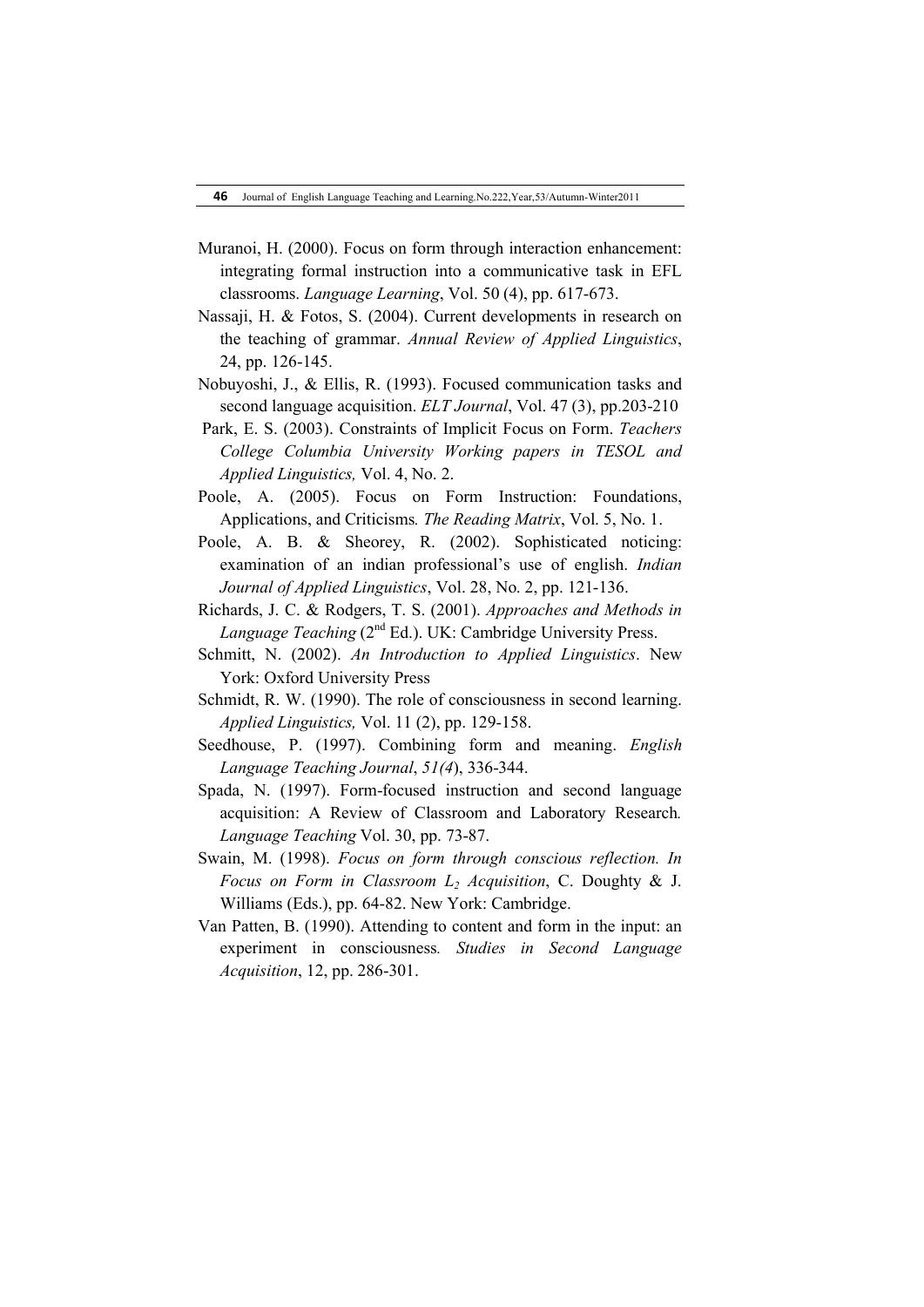Muranoi, H. (2000). Focus on form through interaction enhancement: integrating formal instruction into a communicative task in EFL classrooms. *Language Learning*, Vol. 50 (4), pp. 617-673.

Nassaji, H. & Fotos, S. (2004). Current developments in research on the teaching of grammar. *Annual Review of Applied Linguistics*, 24, pp. 126-145.

Nobuyoshi, J., & Ellis, R. (1993). Focused communication tasks and second language acquisition. *ELT Journal*, Vol. 47 (3), pp.203-210

Park, E. S. (2003). Constraints of Implicit Focus on Form. *Teachers College Columbia University Working papers in TESOL and Applied Linguistics,* Vol. 4, No. 2.

Poole, A. (2005). Focus on Form Instruction: Foundations, Applications, and Criticisms*. The Reading Matrix*, Vol. 5, No. 1.

Poole, A. B. & Sheorey, R. (2002). Sophisticated noticing: examination of an indian professional's use of english. *Indian Journal of Applied Linguistics*, Vol. 28, No. 2, pp. 121-136.

Richards, J. C. & Rodgers, T. S. (2001). *Approaches and Methods in Language Teaching* (2nd Ed.). UK: Cambridge University Press.

Schmitt, N. (2002). *An Introduction to Applied Linguistics*. New York: Oxford University Press

Schmidt, R. W. (1990). The role of consciousness in second learning. *Applied Linguistics,* Vol. 11 (2), pp. 129-158.

Seedhouse, P. (1997). Combining form and meaning. *English Language Teaching Journal*, *51(4*), 336-344.

Spada, N. (1997). Form-focused instruction and second language acquisition: A Review of Classroom and Laboratory Research*. Language Teaching* Vol. 30, pp. 73-87.

Swain, M. (1998). *Focus on form through conscious reflection. In Focus on Form in Classroom $L_2$ Acquisition*, C. Doughty & J. Williams (Eds.), pp. 64-82. New York: Cambridge.

Van Patten, B. (1990). Attending to content and form in the input: an experiment in consciousness*. Studies in Second Language Acquisition*, 12, pp. 286-301.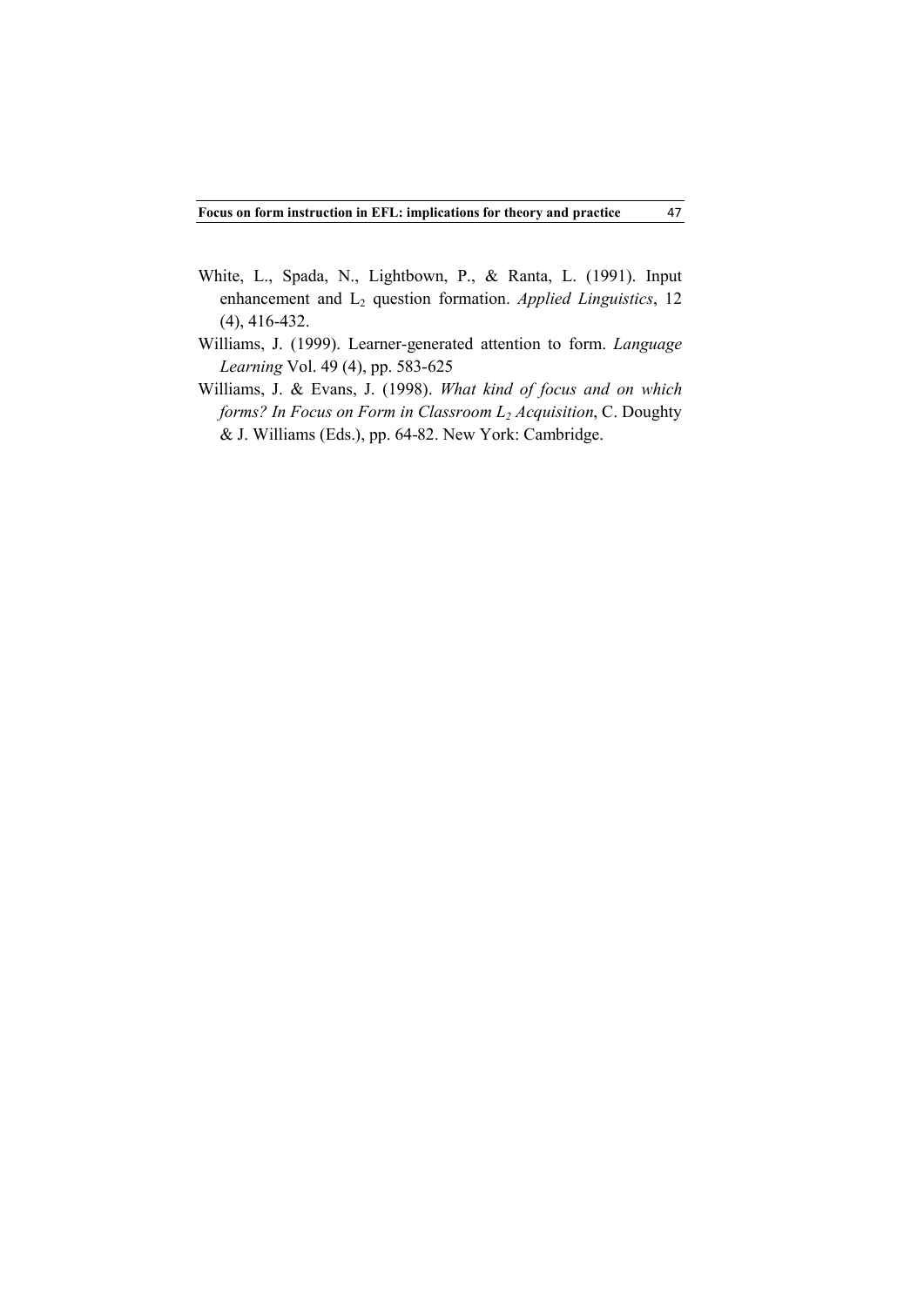White, L., Spada, N., Lightbown, P., & Ranta, L. (1991). Input enhancement and $L_2$ question formation. *Applied Linguistics*, 12 (4), 416-432.

Williams, J. (1999). Learner-generated attention to form. *Language Learning* Vol. 49 (4), pp. 583-625

Williams, J. & Evans, J. (1998). *What kind of focus and on which forms? In Focus on Form in Classroom $L_2$ Acquisition*, C. Doughty & J. Williams (Eds.), pp. 64-82. New York: Cambridge.